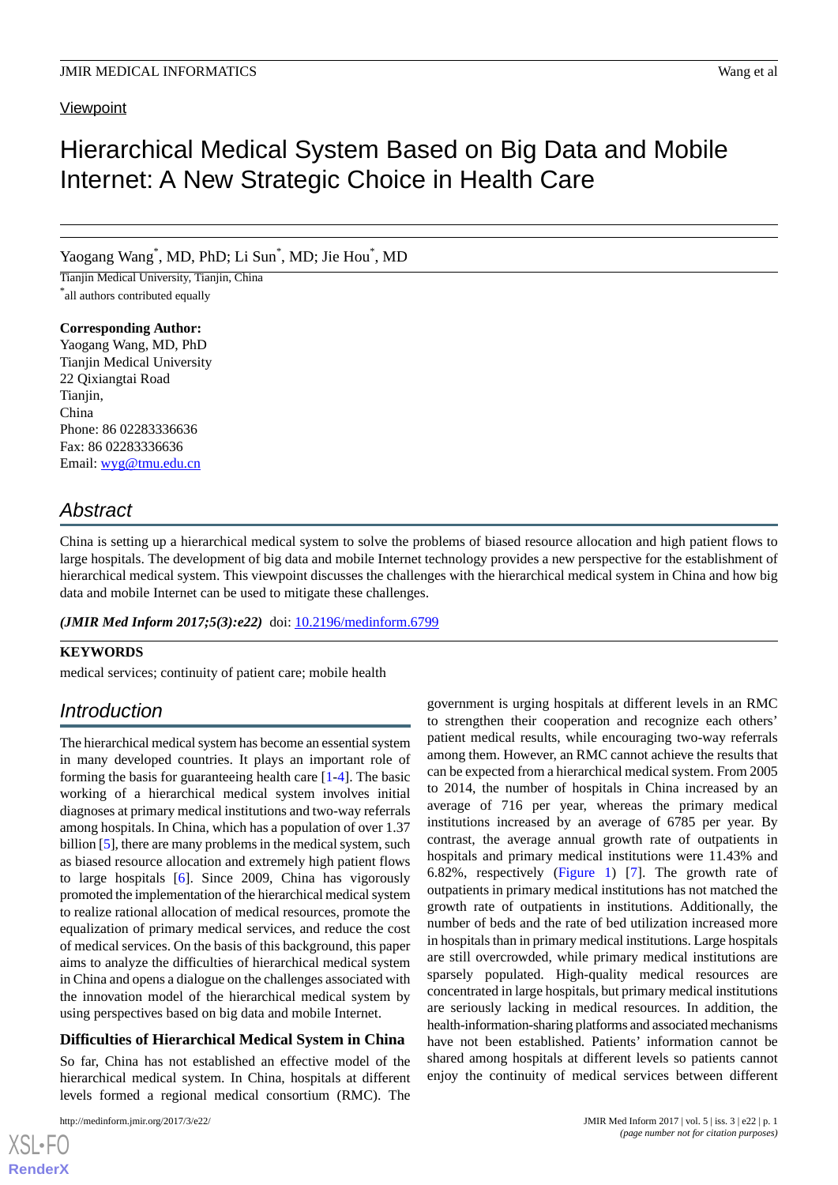Viewpoint

# Hierarchical Medical System Based on Big Data and Mobile Internet: A New Strategic Choice in Health Care

Yaogang Wang[*], MD, PhD; Li Sun[*], MD; Jie Hou[*], MD

Tianjin Medical University, Tianjin, China

[*]all authors contributed equally

**Corresponding Author:**
Yaogang Wang, MD, PhD
Tianjin Medical University
22 Qixiangtai Road
Tianjin,
China
Phone: 86 02283336636
Fax: 86 02283336636
Email: wyg@tmu.edu.cn

## Abstract

China is setting up a hierarchical medical system to solve the problems of biased resource allocation and high patient flows to large hospitals. The development of big data and mobile Internet technology provides a new perspective for the establishment of hierarchical medical system. This viewpoint discusses the challenges with the hierarchical medical system in China and how big data and mobile Internet can be used to mitigate these challenges.

***(JMIR Med Inform 2017;5(3):e22)*** doi: 10.2196/medinform.6799

**KEYWORDS**

medical services; continuity of patient care; mobile health

## Introduction

The hierarchical medical system has become an essential system in many developed countries. It plays an important role of forming the basis for guaranteeing health care [1-4]. The basic working of a hierarchical medical system involves initial diagnoses at primary medical institutions and two-way referrals among hospitals. In China, which has a population of over 1.37 billion [5], there are many problems in the medical system, such as biased resource allocation and extremely high patient flows to large hospitals [6]. Since 2009, China has vigorously promoted the implementation of the hierarchical medical system to realize rational allocation of medical resources, promote the equalization of primary medical services, and reduce the cost of medical services. On the basis of this background, this paper aims to analyze the difficulties of hierarchical medical system in China and opens a dialogue on the challenges associated with the innovation model of the hierarchical medical system by using perspectives based on big data and mobile Internet.

### Difficulties of Hierarchical Medical System in China

So far, China has not established an effective model of the hierarchical medical system. In China, hospitals at different levels formed a regional medical consortium (RMC). The government is urging hospitals at different levels in an RMC to strengthen their cooperation and recognize each others' patient medical results, while encouraging two-way referrals among them. However, an RMC cannot achieve the results that can be expected from a hierarchical medical system. From 2005 to 2014, the number of hospitals in China increased by an average of 716 per year, whereas the primary medical institutions increased by an average of 6785 per year. By contrast, the average annual growth rate of outpatients in hospitals and primary medical institutions were 11.43% and 6.82%, respectively (Figure 1) [7]. The growth rate of outpatients in primary medical institutions has not matched the growth rate of outpatients in institutions. Additionally, the number of beds and the rate of bed utilization increased more in hospitals than in primary medical institutions. Large hospitals are still overcrowded, while primary medical institutions are sparsely populated. High-quality medical resources are concentrated in large hospitals, but primary medical institutions are seriously lacking in medical resources. In addition, the health-information-sharing platforms and associated mechanisms have not been established. Patients' information cannot be shared among hospitals at different levels so patients cannot enjoy the continuity of medical services between different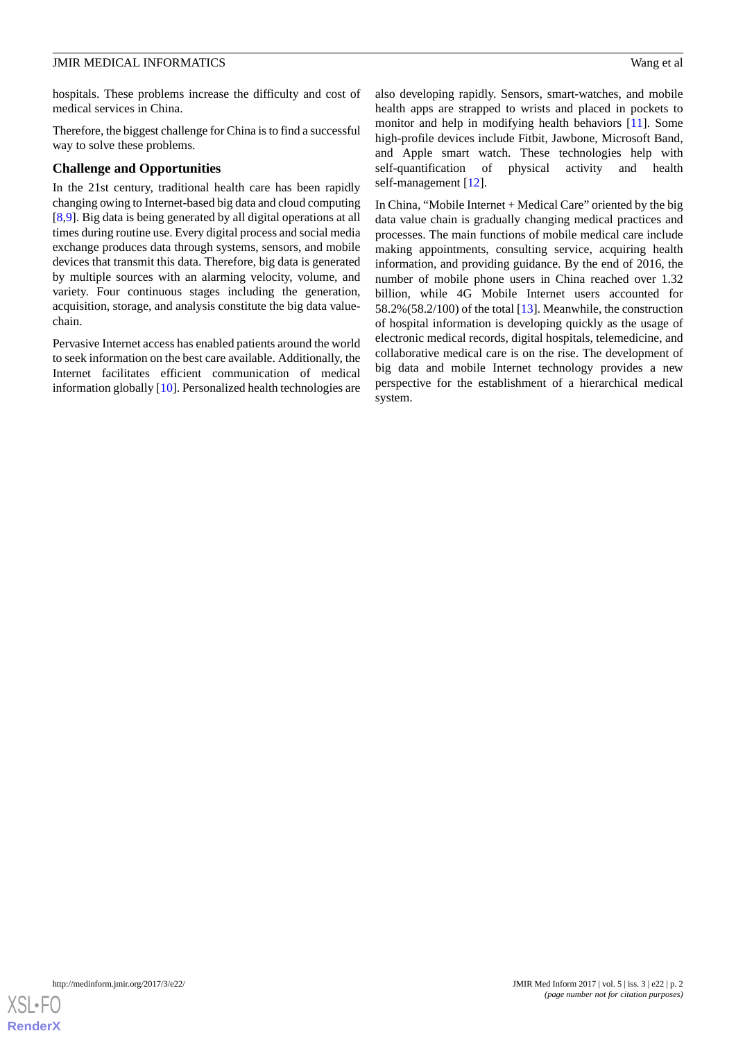hospitals. These problems increase the difficulty and cost of medical services in China.

Therefore, the biggest challenge for China is to find a successful way to solve these problems.

### Challenge and Opportunities

In the 21st century, traditional health care has been rapidly changing owing to Internet-based big data and cloud computing [8,9]. Big data is being generated by all digital operations at all times during routine use. Every digital process and social media exchange produces data through systems, sensors, and mobile devices that transmit this data. Therefore, big data is generated by multiple sources with an alarming velocity, volume, and variety. Four continuous stages including the generation, acquisition, storage, and analysis constitute the big data value-chain.

Pervasive Internet access has enabled patients around the world to seek information on the best care available. Additionally, the Internet facilitates efficient communication of medical information globally [10]. Personalized health technologies are also developing rapidly. Sensors, smart-watches, and mobile health apps are strapped to wrists and placed in pockets to monitor and help in modifying health behaviors [11]. Some high-profile devices include Fitbit, Jawbone, Microsoft Band, and Apple smart watch. These technologies help with self-quantification of physical activity and health self-management [12].

In China, "Mobile Internet + Medical Care" oriented by the big data value chain is gradually changing medical practices and processes. The main functions of mobile medical care include making appointments, consulting service, acquiring health information, and providing guidance. By the end of 2016, the number of mobile phone users in China reached over 1.32 billion, while 4G Mobile Internet users accounted for 58.2%(58.2/100) of the total [13]. Meanwhile, the construction of hospital information is developing quickly as the usage of electronic medical records, digital hospitals, telemedicine, and collaborative medical care is on the rise. The development of big data and mobile Internet technology provides a new perspective for the establishment of a hierarchical medical system.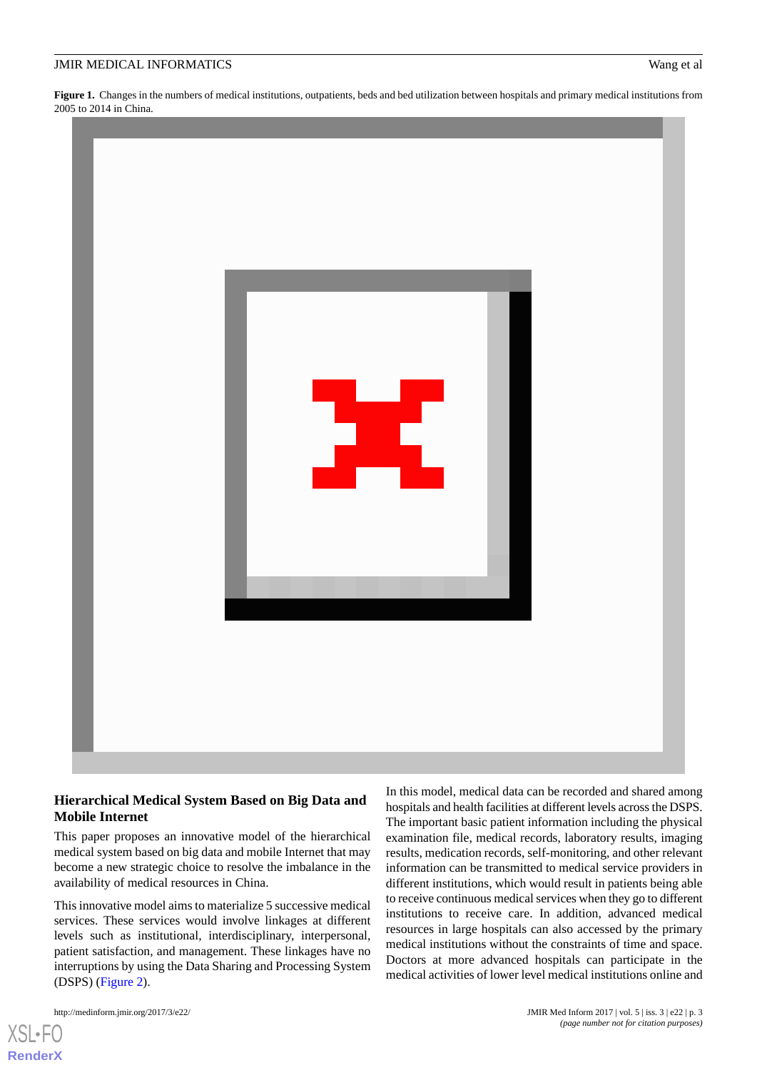**Figure 1.** Changes in the numbers of medical institutions, outpatients, beds and bed utilization between hospitals and primary medical institutions from 2005 to 2014 in China.

## Hierarchical Medical System Based on Big Data and Mobile Internet

This paper proposes an innovative model of the hierarchical medical system based on big data and mobile Internet that may become a new strategic choice to resolve the imbalance in the availability of medical resources in China.

This innovative model aims to materialize 5 successive medical services. These services would involve linkages at different levels such as institutional, interdisciplinary, interpersonal, patient satisfaction, and management. These linkages have no interruptions by using the Data Sharing and Processing System (DSPS) (Figure 2).

In this model, medical data can be recorded and shared among hospitals and health facilities at different levels across the DSPS. The important basic patient information including the physical examination file, medical records, laboratory results, imaging results, medication records, self-monitoring, and other relevant information can be transmitted to medical service providers in different institutions, which would result in patients being able to receive continuous medical services when they go to different institutions to receive care. In addition, advanced medical resources in large hospitals can also accessed by the primary medical institutions without the constraints of time and space. Doctors at more advanced hospitals can participate in the medical activities of lower level medical institutions online and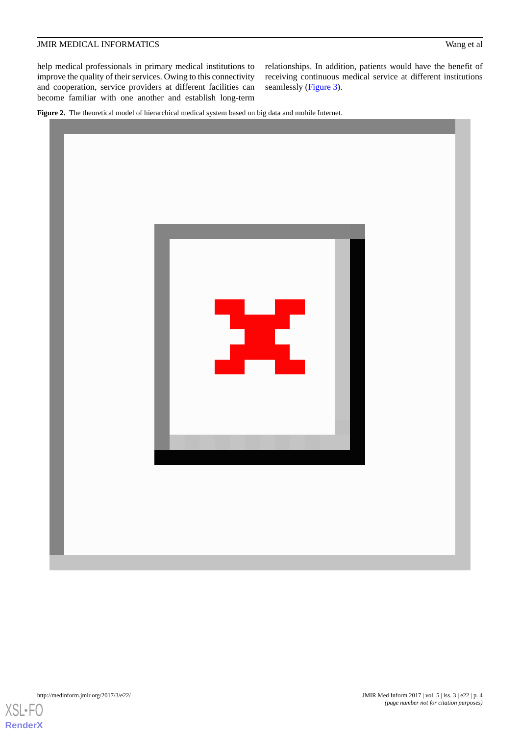help medical professionals in primary medical institutions to improve the quality of their services. Owing to this connectivity and cooperation, service providers at different facilities can become familiar with one another and establish long-term relationships. In addition, patients would have the benefit of receiving continuous medical service at different institutions seamlessly (Figure 3).

**Figure 2.** The theoretical model of hierarchical medical system based on big data and mobile Internet.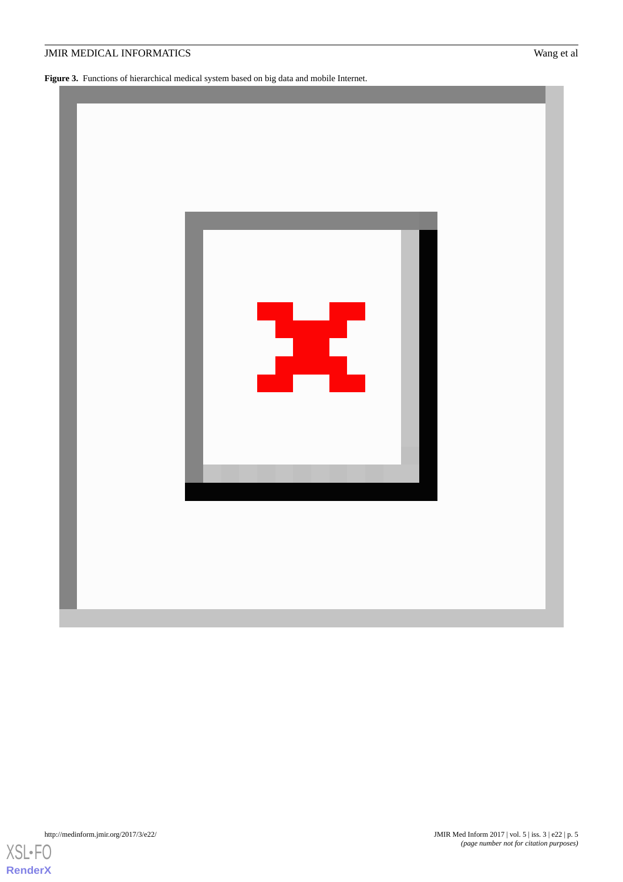**Figure 3.** Functions of hierarchical medical system based on big data and mobile Internet.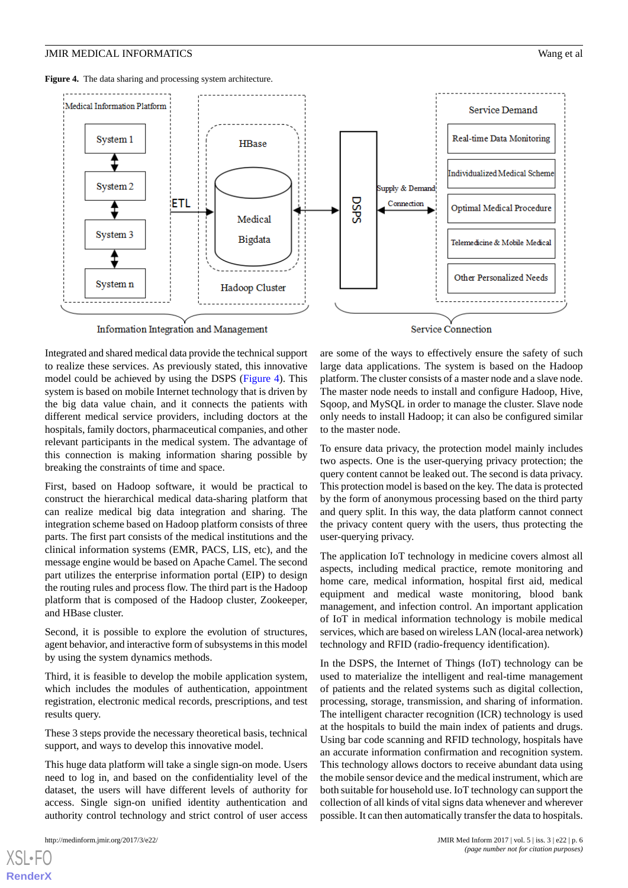**Figure 4.** The data sharing and processing system architecture.

Integrated and shared medical data provide the technical support to realize these services. As previously stated, this innovative model could be achieved by using the DSPS (Figure 4). This system is based on mobile Internet technology that is driven by the big data value chain, and it connects the patients with different medical service providers, including doctors at the hospitals, family doctors, pharmaceutical companies, and other relevant participants in the medical system. The advantage of this connection is making information sharing possible by breaking the constraints of time and space.

First, based on Hadoop software, it would be practical to construct the hierarchical medical data-sharing platform that can realize medical big data integration and sharing. The integration scheme based on Hadoop platform consists of three parts. The first part consists of the medical institutions and the clinical information systems (EMR, PACS, LIS, etc), and the message engine would be based on Apache Camel. The second part utilizes the enterprise information portal (EIP) to design the routing rules and process flow. The third part is the Hadoop platform that is composed of the Hadoop cluster, Zookeeper, and HBase cluster.

Second, it is possible to explore the evolution of structures, agent behavior, and interactive form of subsystems in this model by using the system dynamics methods.

Third, it is feasible to develop the mobile application system, which includes the modules of authentication, appointment registration, electronic medical records, prescriptions, and test results query.

These 3 steps provide the necessary theoretical basis, technical support, and ways to develop this innovative model.

This huge data platform will take a single sign-on mode. Users need to log in, and based on the confidentiality level of the dataset, the users will have different levels of authority for access. Single sign-on unified identity authentication and authority control technology and strict control of user access are some of the ways to effectively ensure the safety of such large data applications. The system is based on the Hadoop platform. The cluster consists of a master node and a slave node. The master node needs to install and configure Hadoop, Hive, Sqoop, and MySQL in order to manage the cluster. Slave node only needs to install Hadoop; it can also be configured similar to the master node.

To ensure data privacy, the protection model mainly includes two aspects. One is the user-querying privacy protection; the query content cannot be leaked out. The second is data privacy. This protection model is based on the key. The data is protected by the form of anonymous processing based on the third party and query split. In this way, the data platform cannot connect the privacy content query with the users, thus protecting the user-querying privacy.

The application IoT technology in medicine covers almost all aspects, including medical practice, remote monitoring and home care, medical information, hospital first aid, medical equipment and medical waste monitoring, blood bank management, and infection control. An important application of IoT in medical information technology is mobile medical services, which are based on wireless LAN (local-area network) technology and RFID (radio-frequency identification).

In the DSPS, the Internet of Things (IoT) technology can be used to materialize the intelligent and real-time management of patients and the related systems such as digital collection, processing, storage, transmission, and sharing of information. The intelligent character recognition (ICR) technology is used at the hospitals to build the main index of patients and drugs. Using bar code scanning and RFID technology, hospitals have an accurate information confirmation and recognition system. This technology allows doctors to receive abundant data using the mobile sensor device and the medical instrument, which are both suitable for household use. IoT technology can support the collection of all kinds of vital signs data whenever and wherever possible. It can then automatically transfer the data to hospitals.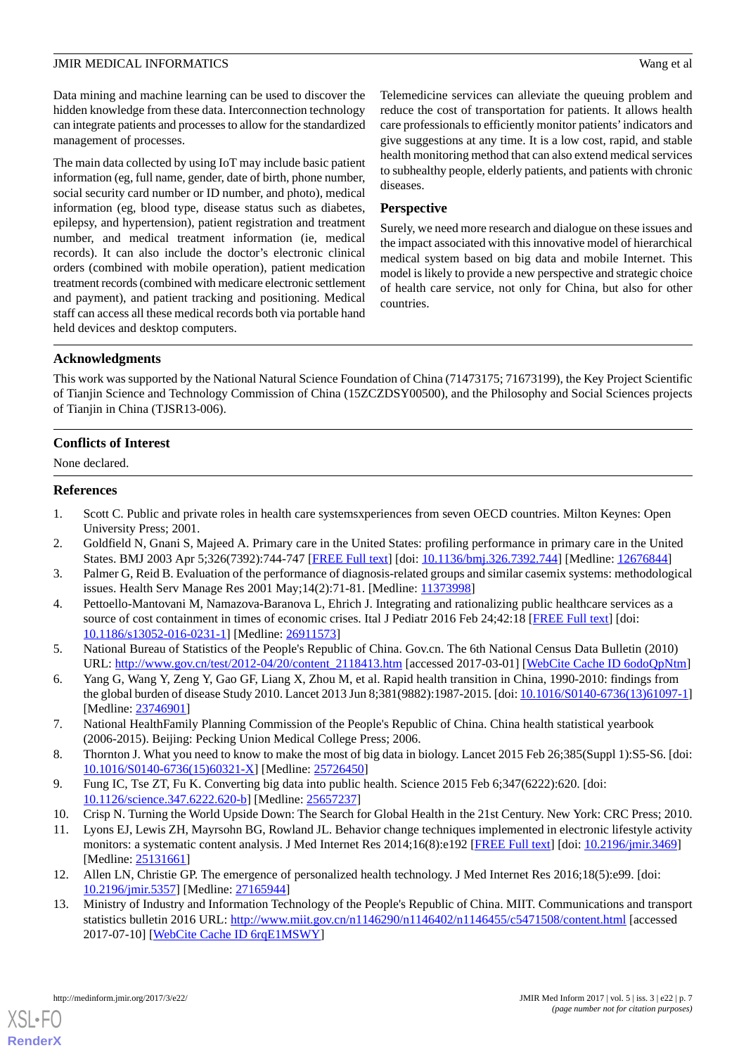Data mining and machine learning can be used to discover the hidden knowledge from these data. Interconnection technology can integrate patients and processes to allow for the standardized management of processes.

The main data collected by using IoT may include basic patient information (eg, full name, gender, date of birth, phone number, social security card number or ID number, and photo), medical information (eg, blood type, disease status such as diabetes, epilepsy, and hypertension), patient registration and treatment number, and medical treatment information (ie, medical records). It can also include the doctor's electronic clinical orders (combined with mobile operation), patient medication treatment records (combined with medicare electronic settlement and payment), and patient tracking and positioning. Medical staff can access all these medical records both via portable hand held devices and desktop computers.

Telemedicine services can alleviate the queuing problem and reduce the cost of transportation for patients. It allows health care professionals to efficiently monitor patients' indicators and give suggestions at any time. It is a low cost, rapid, and stable health monitoring method that can also extend medical services to subhealthy people, elderly patients, and patients with chronic diseases.

### Perspective

Surely, we need more research and dialogue on these issues and the impact associated with this innovative model of hierarchical medical system based on big data and mobile Internet. This model is likely to provide a new perspective and strategic choice of health care service, not only for China, but also for other countries.

## Acknowledgments

This work was supported by the National Natural Science Foundation of China (71473175; 71673199), the Key Project Scientific of Tianjin Science and Technology Commission of China (15ZCZDSY00500), and the Philosophy and Social Sciences projects of Tianjin in China (TJSR13-006).

## Conflicts of Interest

None declared.

## References

1. Scott C. Public and private roles in health care systemsxperiences from seven OECD countries. Milton Keynes: Open University Press; 2001.
2. Goldfield N, Gnani S, Majeed A. Primary care in the United States: profiling performance in primary care in the United States. BMJ 2003 Apr 5;326(7392):744-747 [FREE Full text] [doi: 10.1136/bmj.326.7392.744] [Medline: 12676844]
3. Palmer G, Reid B. Evaluation of the performance of diagnosis-related groups and similar casemix systems: methodological issues. Health Serv Manage Res 2001 May;14(2):71-81. [Medline: 11373998]
4. Pettoello-Mantovani M, Namazova-Baranova L, Ehrich J. Integrating and rationalizing public healthcare services as a source of cost containment in times of economic crises. Ital J Pediatr 2016 Feb 24;42:18 [FREE Full text] [doi: 10.1186/s13052-016-0231-1] [Medline: 26911573]
5. National Bureau of Statistics of the People's Republic of China. Gov.cn. The 6th National Census Data Bulletin (2010) URL: http://www.gov.cn/test/2012-04/20/content_2118413.htm [accessed 2017-03-01] [WebCite Cache ID 6odoQpNtm]
6. Yang G, Wang Y, Zeng Y, Gao GF, Liang X, Zhou M, et al. Rapid health transition in China, 1990-2010: findings from the global burden of disease Study 2010. Lancet 2013 Jun 8;381(9882):1987-2015. [doi: 10.1016/S0140-6736(13)61097-1] [Medline: 23746901]
7. National HealthFamily Planning Commission of the People's Republic of China. China health statistical yearbook (2006-2015). Beijing: Pecking Union Medical College Press; 2006.
8. Thornton J. What you need to know to make the most of big data in biology. Lancet 2015 Feb 26;385(Suppl 1):S5-S6. [doi: 10.1016/S0140-6736(15)60321-X] [Medline: 25726450]
9. Fung IC, Tse ZT, Fu K. Converting big data into public health. Science 2015 Feb 6;347(6222):620. [doi: 10.1126/science.347.6222.620-b] [Medline: 25657237]
10. Crisp N. Turning the World Upside Down: The Search for Global Health in the 21st Century. New York: CRC Press; 2010.
11. Lyons EJ, Lewis ZH, Mayrsohn BG, Rowland JL. Behavior change techniques implemented in electronic lifestyle activity monitors: a systematic content analysis. J Med Internet Res 2014;16(8):e192 [FREE Full text] [doi: 10.2196/jmir.3469] [Medline: 25131661]
12. Allen LN, Christie GP. The emergence of personalized health technology. J Med Internet Res 2016;18(5):e99. [doi: 10.2196/jmir.5357] [Medline: 27165944]
13. Ministry of Industry and Information Technology of the People's Republic of China. MIIT. Communications and transport statistics bulletin 2016 URL: http://www.miit.gov.cn/n1146290/n1146402/n1146455/c5471508/content.html [accessed 2017-07-10] [WebCite Cache ID 6rqE1MSWY]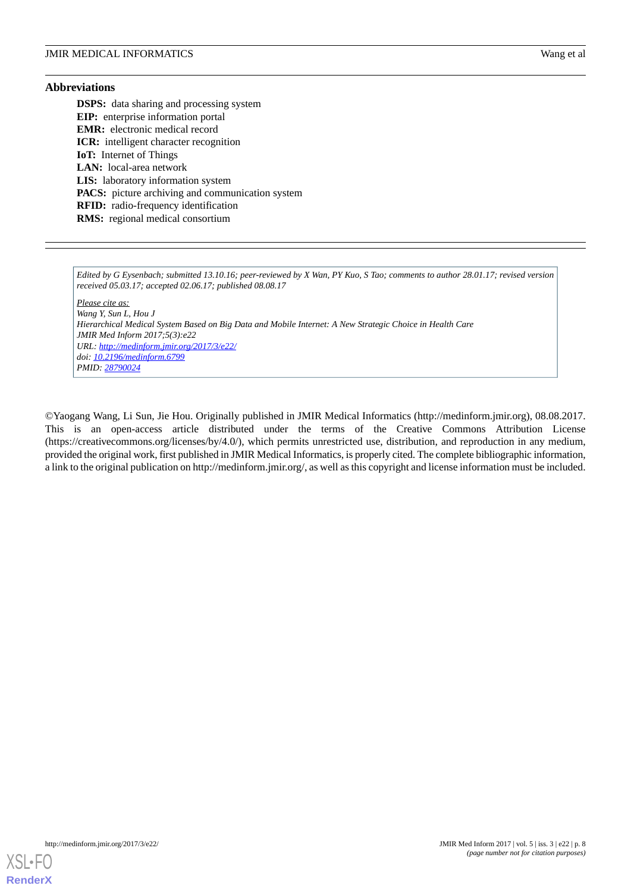## Abbreviations

**DSPS:** data sharing and processing system
**EIP:** enterprise information portal
**EMR:** electronic medical record
**ICR:** intelligent character recognition
**IoT:** Internet of Things
**LAN:** local-area network
**LIS:** laboratory information system
**PACS:** picture archiving and communication system
**RFID:** radio-frequency identification
**RMS:** regional medical consortium

---

*Edited by G Eysenbach; submitted 13.10.16; peer-reviewed by X Wan, PY Kuo, S Tao; comments to author 28.01.17; revised version received 05.03.17; accepted 02.06.17; published 08.08.17*

*Please cite as:*
*Wang Y, Sun L, Hou J*
*Hierarchical Medical System Based on Big Data and Mobile Internet: A New Strategic Choice in Health Care*
*JMIR Med Inform 2017;5(3):e22*
*URL: http://medinform.jmir.org/2017/3/e22/*
*doi: 10.2196/medinform.6799*
*PMID: 28790024*

©Yaogang Wang, Li Sun, Jie Hou. Originally published in JMIR Medical Informatics (http://medinform.jmir.org), 08.08.2017. This is an open-access article distributed under the terms of the Creative Commons Attribution License (https://creativecommons.org/licenses/by/4.0/), which permits unrestricted use, distribution, and reproduction in any medium, provided the original work, first published in JMIR Medical Informatics, is properly cited. The complete bibliographic information, a link to the original publication on http://medinform.jmir.org/, as well as this copyright and license information must be included.